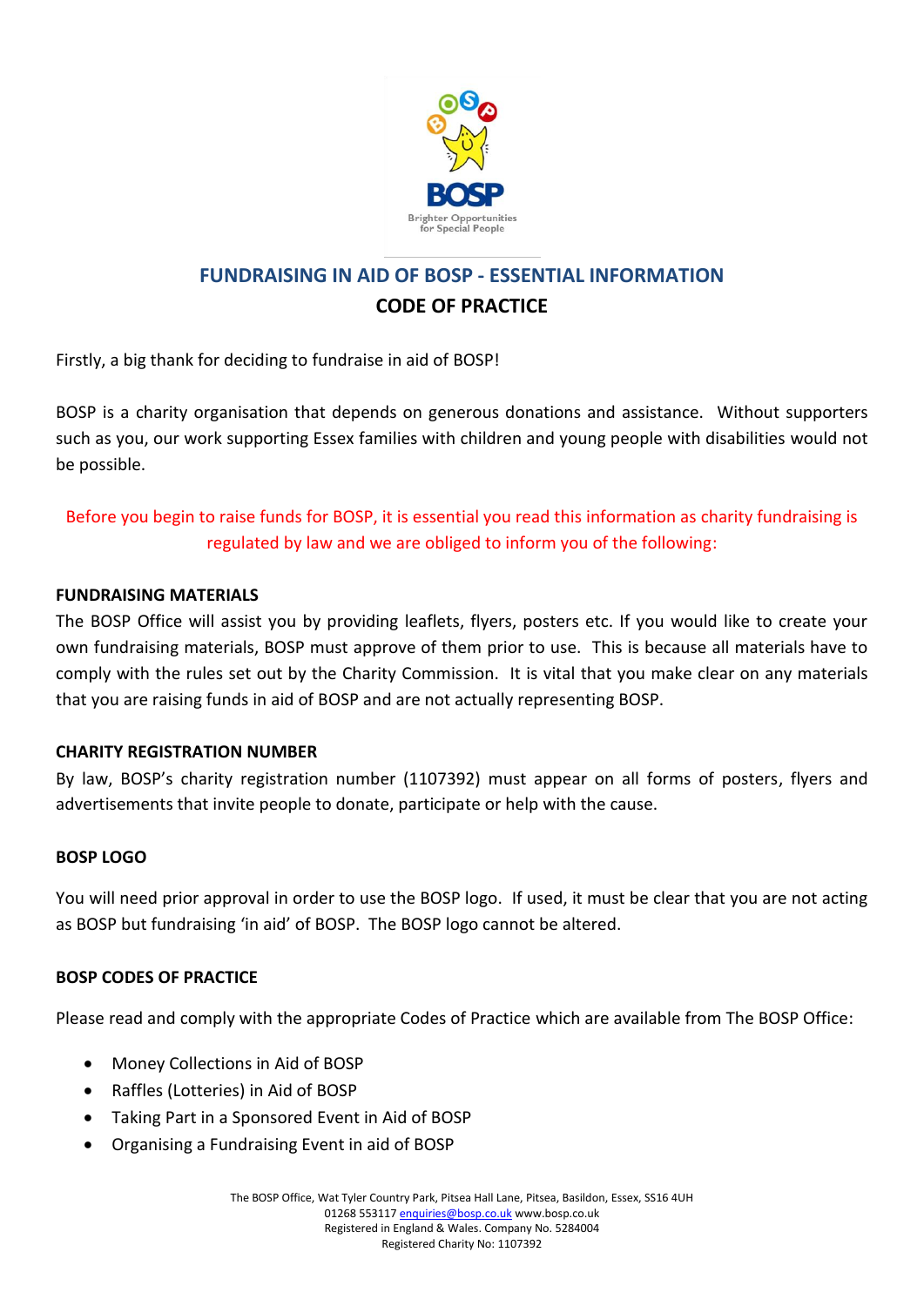## FUNDRAISING IN AID OF BOSP - ESSENTIAL INFORMATION

## CODE OF PRACTICE

Firstly, a big thank for deciding to fundraise in aid of BOSP!

BOSP is a charity organisation that depends on generous donations and assistance. Without supporters such as you, our work supporting Essex families with children and young people with disabilities would not be possible.

Before you begin to raise funds for BOSP, it is essential you read this information as charity fundraising is regulated by law and we are obliged to inform you of the following:

### FUNDRAISING MATERIALS

The BOSP Office will assist you by providing leaflets, flyers, posters etc. If you would like to create your own fundraising materials, BOSP must approve of them prior to use. This is because all materials have to comply with the rules set out by the Charity Commission. It is vital that you make clear on any materials that you are raising funds in aid of BOSP and are not actually representing BOSP.

### CHARITY REGISTRATION NUMBER

By law, BOSP's charity registration number (1107392) must appear on all forms of posters, flyers and advertisements that invite people to donate, participate or help with the cause.

### BOSP LOGO

You will need prior approval in order to use the BOSP logo. If used, it must be clear that you are not acting as BOSP but fundraising 'in aid' of BOSP. The BOSP logo cannot be altered.

### BOSP CODES OF PRACTICE

Please read and comply with the appropriate Codes of Practice which are available from The BOSP Office:

- Money Collections in Aid of BOSP
- Raffles (Lotteries) in Aid of BOSP
- Taking Part in a Sponsored Event in Aid of BOSP
- Organising a Fundraising Event in aid of BOSP

The BOSP Office, Wat Tyler Country Park, Pitsea Hall Lane, Pitsea, Basildon, Essex, SS16 4UH
01268 553117 enquiries@bosp.co.uk www.bosp.co.uk
Registered in England & Wales. Company No. 5284004
Registered Charity No: 1107392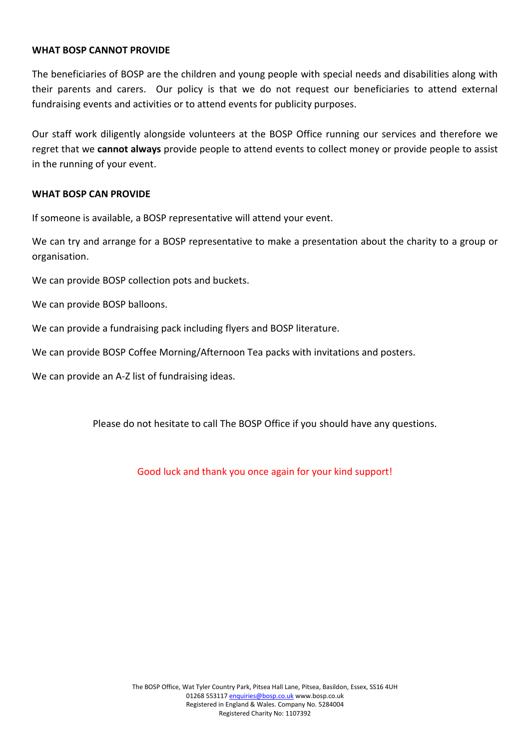**WHAT BOSP CANNOT PROVIDE**

The beneficiaries of BOSP are the children and young people with special needs and disabilities along with their parents and carers. Our policy is that we do not request our beneficiaries to attend external fundraising events and activities or to attend events for publicity purposes.

Our staff work diligently alongside volunteers at the BOSP Office running our services and therefore we regret that we **cannot always** provide people to attend events to collect money or provide people to assist in the running of your event.

**WHAT BOSP CAN PROVIDE**

If someone is available, a BOSP representative will attend your event.

We can try and arrange for a BOSP representative to make a presentation about the charity to a group or organisation.

We can provide BOSP collection pots and buckets.

We can provide BOSP balloons.

We can provide a fundraising pack including flyers and BOSP literature.

We can provide BOSP Coffee Morning/Afternoon Tea packs with invitations and posters.

We can provide an A-Z list of fundraising ideas.

Please do not hesitate to call The BOSP Office if you should have any questions.

Good luck and thank you once again for your kind support!

The BOSP Office, Wat Tyler Country Park, Pitsea Hall Lane, Pitsea, Basildon, Essex, SS16 4UH
01268 553117 enquiries@bosp.co.uk www.bosp.co.uk
Registered in England & Wales. Company No. 5284004
Registered Charity No: 1107392